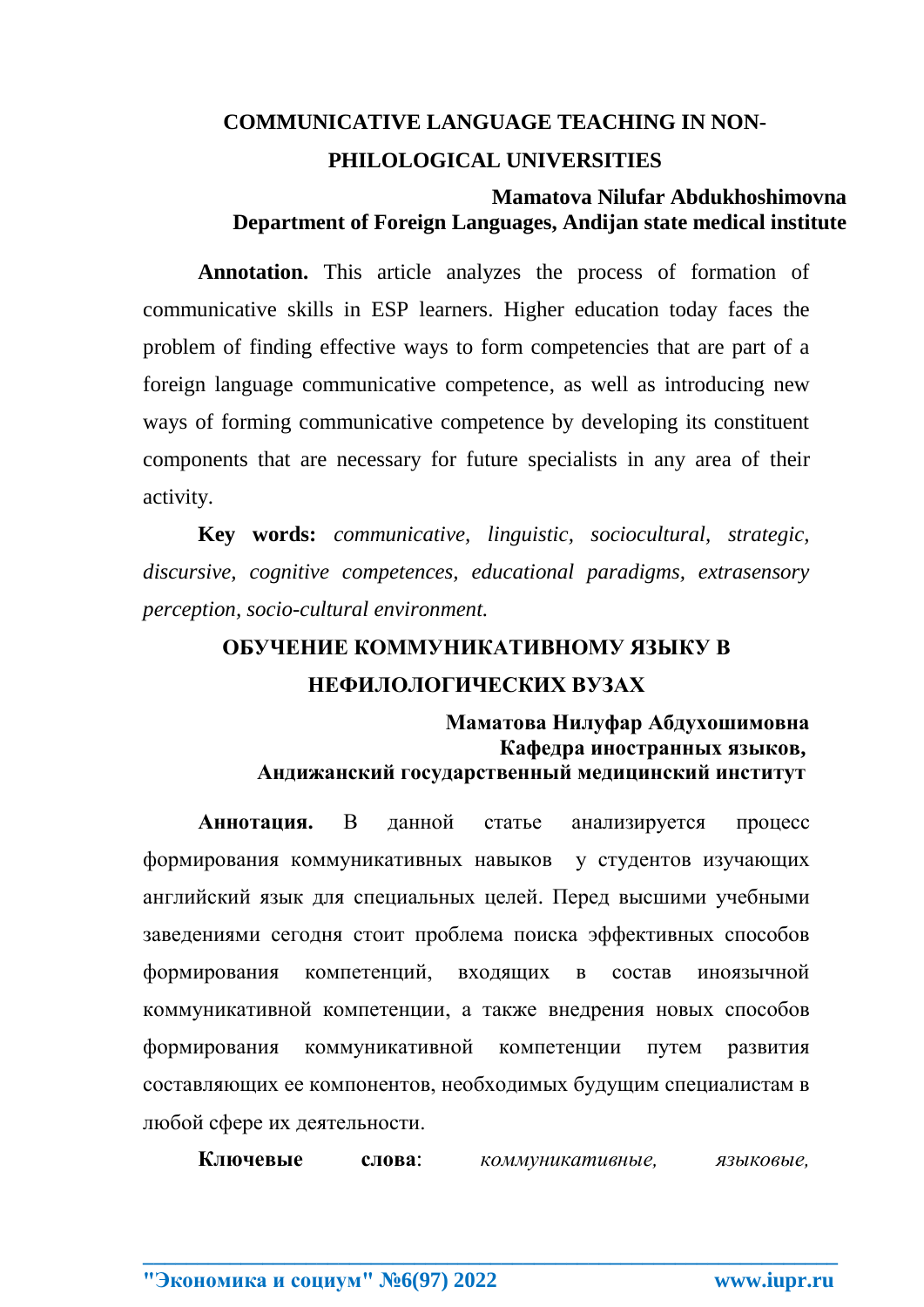# COMMUNICATIVE LANGUAGE TEACHING IN NON-PHILOLOGICAL UNIVERSITIES

**Mamatova Nilufar Abdukhoshimovna**
**Department of Foreign Languages, Andijan state medical institute**

**Annotation.** This article analyzes the process of formation of communicative skills in ESP learners. Higher education today faces the problem of finding effective ways to form competencies that are part of a foreign language communicative competence, as well as introducing new ways of forming communicative competence by developing its constituent components that are necessary for future specialists in any area of their activity.

**Key words:** *communicative, linguistic, sociocultural, strategic, discursive, cognitive competences, educational paradigms, extrasensory perception, socio-cultural environment.*

# ОБУЧЕНИЕ КОММУНИКАТИВНОМУ ЯЗЫКУ В НЕФИЛОЛОГИЧЕСКИХ ВУЗАХ

**Маматова Нилуфар Абдухошимовна**
**Кафедра иностранных языков,**
**Андижанский государственный медицинский институт**

**Аннотация.** В данной статье анализируется процесс формирования коммуникативных навыков у студентов изучающих английский язык для специальных целей. Перед высшими учебными заведениями сегодня стоит проблема поиска эффективных способов формирования компетенций, входящих в состав иноязычной коммуникативной компетенции, а также внедрения новых способов формирования коммуникативной компетенции путем развития составляющих ее компонентов, необходимых будущим специалистам в любой сфере их деятельности.

**Ключевые слова**: *коммуникативные, языковые,*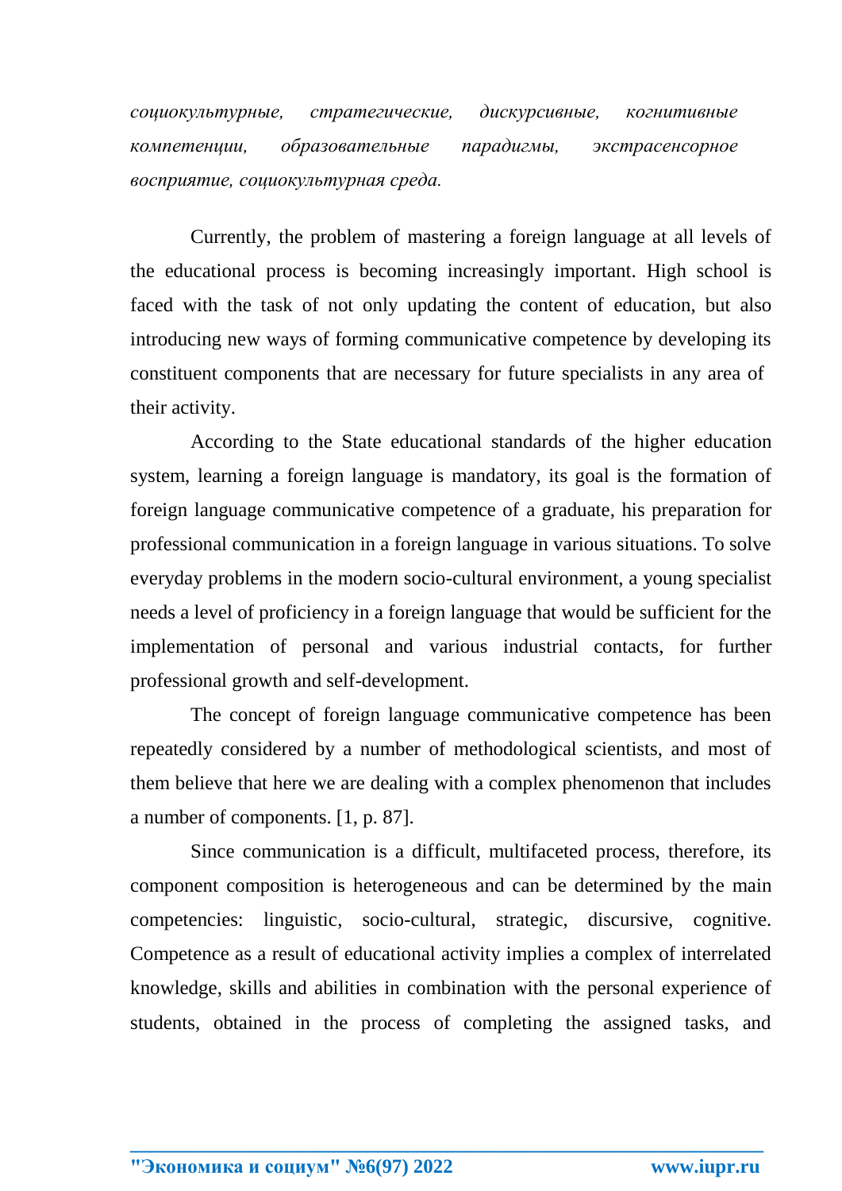*социокультурные, стратегические, дискурсивные, когнитивные компетенции, образовательные парадигмы, экстрасенсорное восприятие, социокультурная среда.*

Currently, the problem of mastering a foreign language at all levels of the educational process is becoming increasingly important. High school is faced with the task of not only updating the content of education, but also introducing new ways of forming communicative competence by developing its constituent components that are necessary for future specialists in any area of their activity.

According to the State educational standards of the higher education system, learning a foreign language is mandatory, its goal is the formation of foreign language communicative competence of a graduate, his preparation for professional communication in a foreign language in various situations. To solve everyday problems in the modern socio-cultural environment, a young specialist needs a level of proficiency in a foreign language that would be sufficient for the implementation of personal and various industrial contacts, for further professional growth and self-development.

The concept of foreign language communicative competence has been repeatedly considered by a number of methodological scientists, and most of them believe that here we are dealing with a complex phenomenon that includes a number of components. [1, p. 87].

Since communication is a difficult, multifaceted process, therefore, its component composition is heterogeneous and can be determined by the main competencies: linguistic, socio-cultural, strategic, discursive, cognitive. Competence as a result of educational activity implies a complex of interrelated knowledge, skills and abilities in combination with the personal experience of students, obtained in the process of completing the assigned tasks, and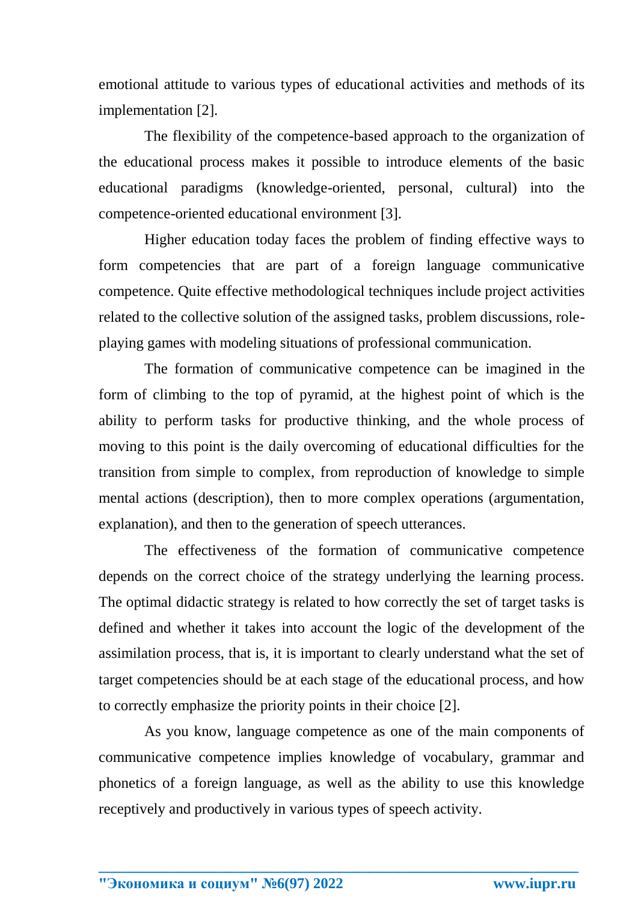emotional attitude to various types of educational activities and methods of its implementation [2].

The flexibility of the competence-based approach to the organization of the educational process makes it possible to introduce elements of the basic educational paradigms (knowledge-oriented, personal, cultural) into the competence-oriented educational environment [3].

Higher education today faces the problem of finding effective ways to form competencies that are part of a foreign language communicative competence. Quite effective methodological techniques include project activities related to the collective solution of the assigned tasks, problem discussions, role-playing games with modeling situations of professional communication.

The formation of communicative competence can be imagined in the form of climbing to the top of pyramid, at the highest point of which is the ability to perform tasks for productive thinking, and the whole process of moving to this point is the daily overcoming of educational difficulties for the transition from simple to complex, from reproduction of knowledge to simple mental actions (description), then to more complex operations (argumentation, explanation), and then to the generation of speech utterances.

The effectiveness of the formation of communicative competence depends on the correct choice of the strategy underlying the learning process. The optimal didactic strategy is related to how correctly the set of target tasks is defined and whether it takes into account the logic of the development of the assimilation process, that is, it is important to clearly understand what the set of target competencies should be at each stage of the educational process, and how to correctly emphasize the priority points in their choice [2].

As you know, language competence as one of the main components of communicative competence implies knowledge of vocabulary, grammar and phonetics of a foreign language, as well as the ability to use this knowledge receptively and productively in various types of speech activity.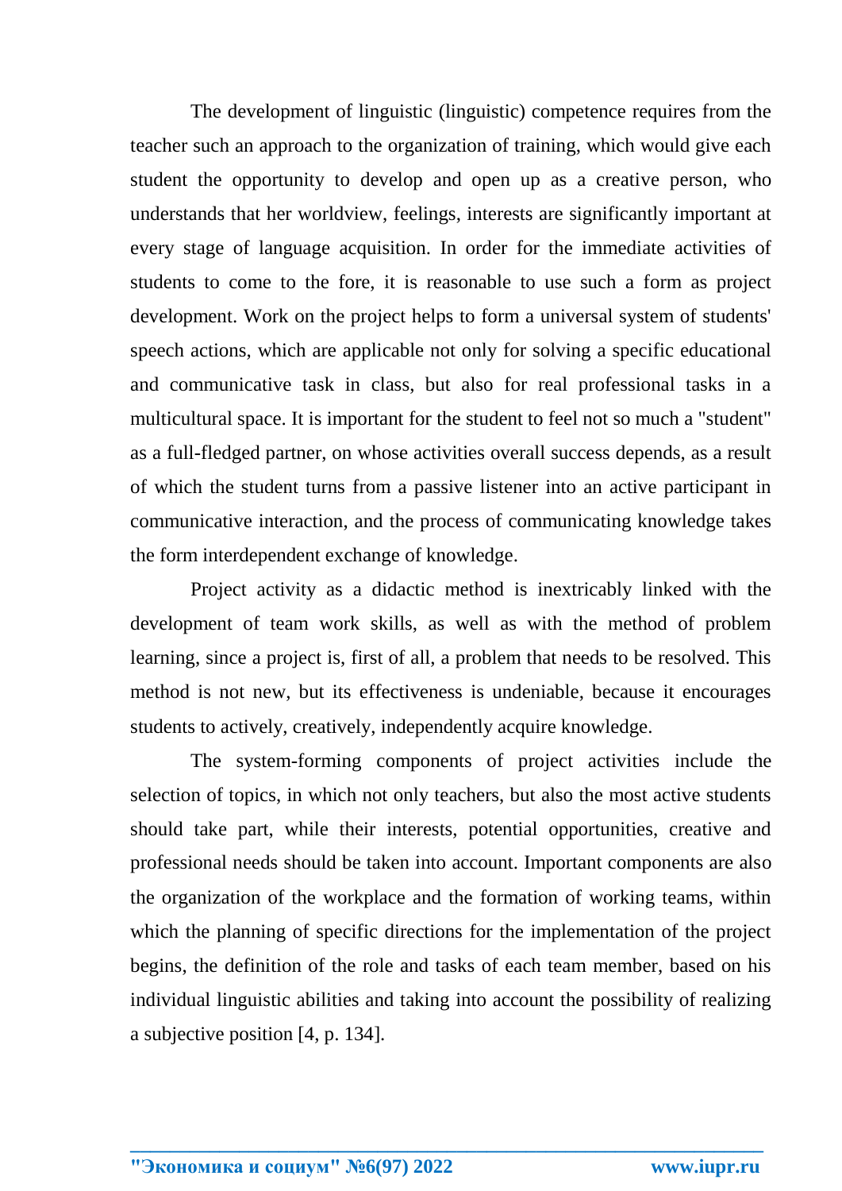The development of linguistic (linguistic) competence requires from the teacher such an approach to the organization of training, which would give each student the opportunity to develop and open up as a creative person, who understands that her worldview, feelings, interests are significantly important at every stage of language acquisition. In order for the immediate activities of students to come to the fore, it is reasonable to use such a form as project development. Work on the project helps to form a universal system of students' speech actions, which are applicable not only for solving a specific educational and communicative task in class, but also for real professional tasks in a multicultural space. It is important for the student to feel not so much a "student" as a full-fledged partner, on whose activities overall success depends, as a result of which the student turns from a passive listener into an active participant in communicative interaction, and the process of communicating knowledge takes the form interdependent exchange of knowledge.

Project activity as a didactic method is inextricably linked with the development of team work skills, as well as with the method of problem learning, since a project is, first of all, a problem that needs to be resolved. This method is not new, but its effectiveness is undeniable, because it encourages students to actively, creatively, independently acquire knowledge.

The system-forming components of project activities include the selection of topics, in which not only teachers, but also the most active students should take part, while their interests, potential opportunities, creative and professional needs should be taken into account. Important components are also the organization of the workplace and the formation of working teams, within which the planning of specific directions for the implementation of the project begins, the definition of the role and tasks of each team member, based on his individual linguistic abilities and taking into account the possibility of realizing a subjective position [4, p. 134].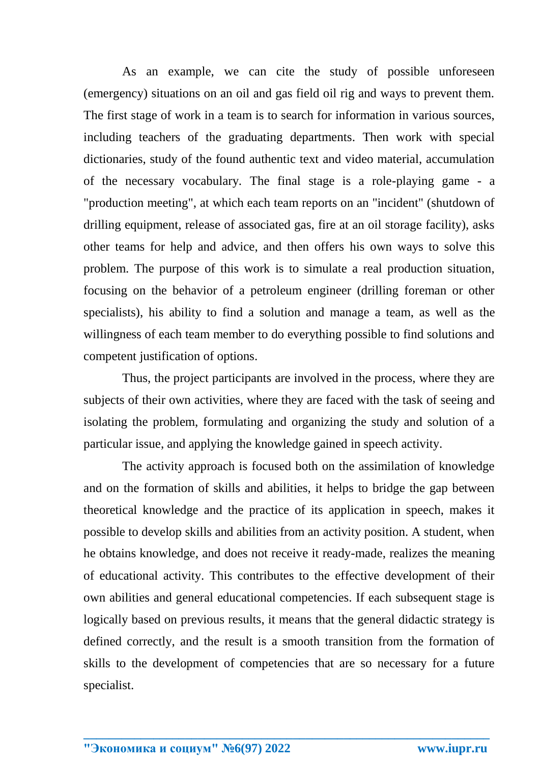As an example, we can cite the study of possible unforeseen (emergency) situations on an oil and gas field oil rig and ways to prevent them. The first stage of work in a team is to search for information in various sources, including teachers of the graduating departments. Then work with special dictionaries, study of the found authentic text and video material, accumulation of the necessary vocabulary. The final stage is a role-playing game - a "production meeting", at which each team reports on an "incident" (shutdown of drilling equipment, release of associated gas, fire at an oil storage facility), asks other teams for help and advice, and then offers his own ways to solve this problem. The purpose of this work is to simulate a real production situation, focusing on the behavior of a petroleum engineer (drilling foreman or other specialists), his ability to find a solution and manage a team, as well as the willingness of each team member to do everything possible to find solutions and competent justification of options.

Thus, the project participants are involved in the process, where they are subjects of their own activities, where they are faced with the task of seeing and isolating the problem, formulating and organizing the study and solution of a particular issue, and applying the knowledge gained in speech activity.

The activity approach is focused both on the assimilation of knowledge and on the formation of skills and abilities, it helps to bridge the gap between theoretical knowledge and the practice of its application in speech, makes it possible to develop skills and abilities from an activity position. A student, when he obtains knowledge, and does not receive it ready-made, realizes the meaning of educational activity. This contributes to the effective development of their own abilities and general educational competencies. If each subsequent stage is logically based on previous results, it means that the general didactic strategy is defined correctly, and the result is a smooth transition from the formation of skills to the development of competencies that are so necessary for a future specialist.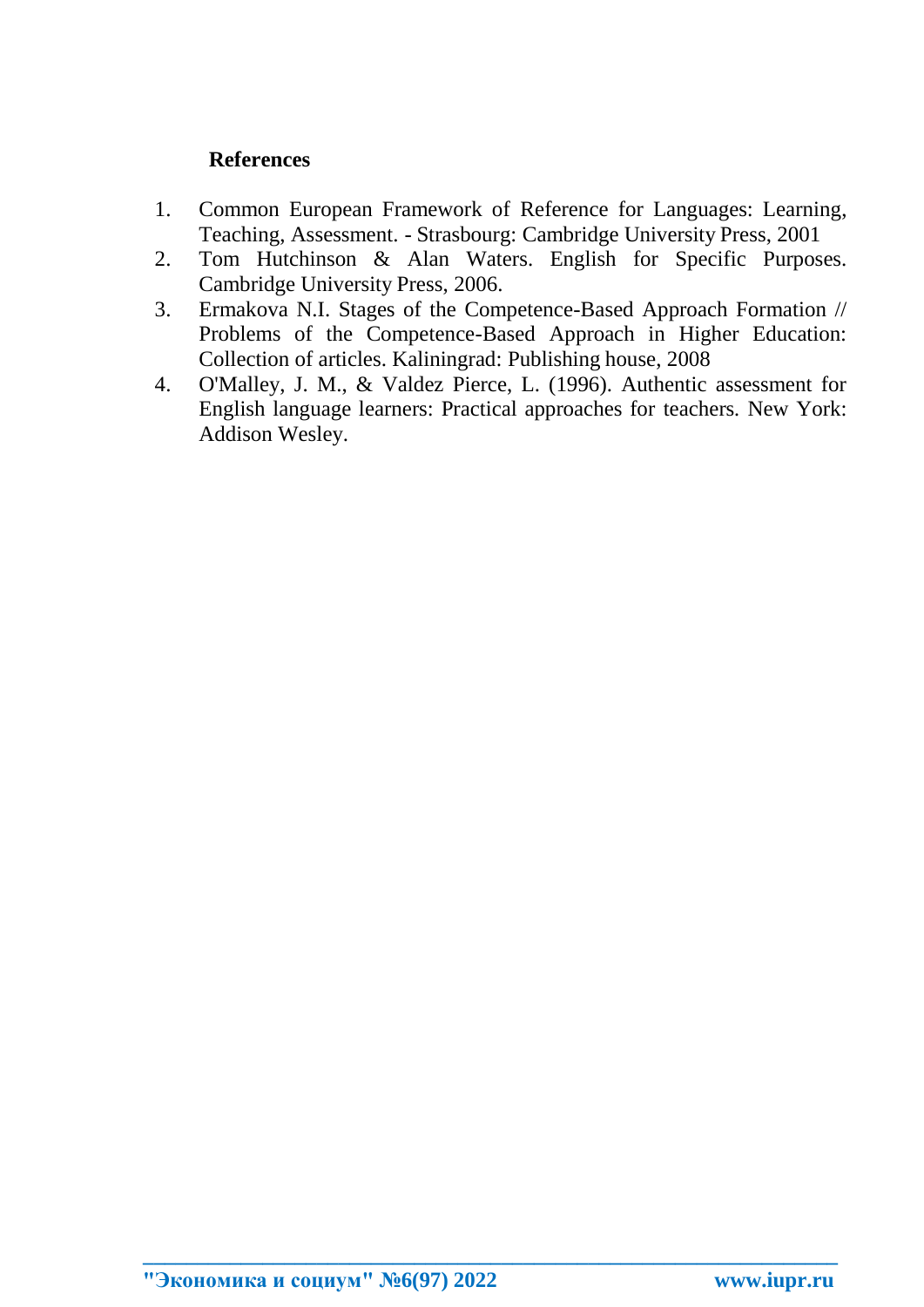**References**

1. Common European Framework of Reference for Languages: Learning, Teaching, Assessment. - Strasbourg: Cambridge University Press, 2001
2. Tom Hutchinson & Alan Waters. English for Specific Purposes. Cambridge University Press, 2006.
3. Ermakova N.I. Stages of the Competence-Based Approach Formation // Problems of the Competence-Based Approach in Higher Education: Collection of articles. Kaliningrad: Publishing house, 2008
4. O'Malley, J. M., & Valdez Pierce, L. (1996). Authentic assessment for English language learners: Practical approaches for teachers. New York: Addison Wesley.